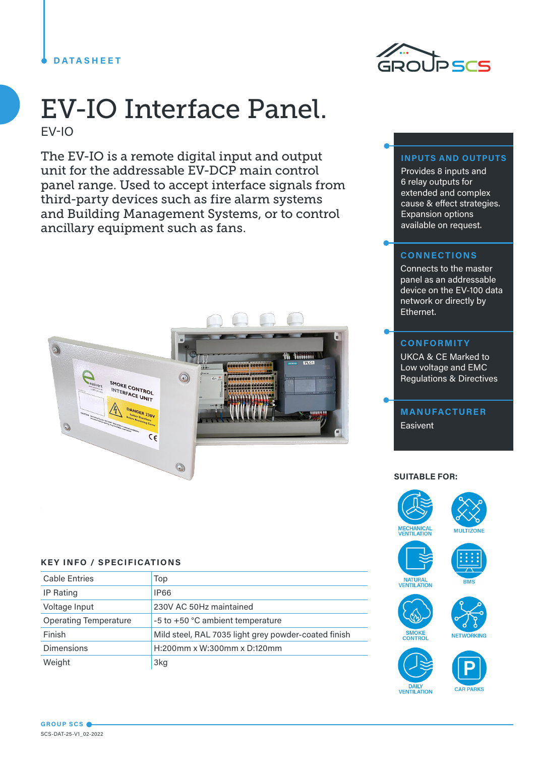DATASHEET

# EV-IO Interface Panel.

EV-IO

The EV-IO is a remote digital input and output unit for the addressable EV-DCP main control panel range. Used to accept interface signals from third-party devices such as fire alarm systems and Building Management Systems, or to control ancillary equipment such as fans.

## INPUTS AND OUTPUTS

Provides 8 inputs and 6 relay outputs for extended and complex cause & effect strategies. Expansion options available on request.

## CONNECTIONS

Connects to the master panel as an addressable device on the EV-100 data network or directly by Ethernet.

## CONFORMITY

UKCA & CE Marked to Low voltage and EMC Regulations & Directives

## MANUFACTURER

Easivent

## SUITABLE FOR:

- MECHANICAL VENTILATION
- MULTIZONE
- NATURAL VENTILATION
- BMS
- SMOKE CONTROL
- NETWORKING
- DAILY VENTILATION
- CAR PARKS

## KEY INFO / SPECIFICATIONS

| | |
|---|---|
| Cable Entries | Top |
| IP Rating | IP66 |
| Voltage Input | 230V AC 50Hz maintained |
| Operating Temperature | -5 to +50 °C ambient temperature |
| Finish | Mild steel, RAL 7035 light grey powder-coated finish |
| Dimensions | H:200mm x W:300mm x D:120mm |
| Weight | 3kg |

GROUP SCS

SCS-DAT-25-V1_02-2022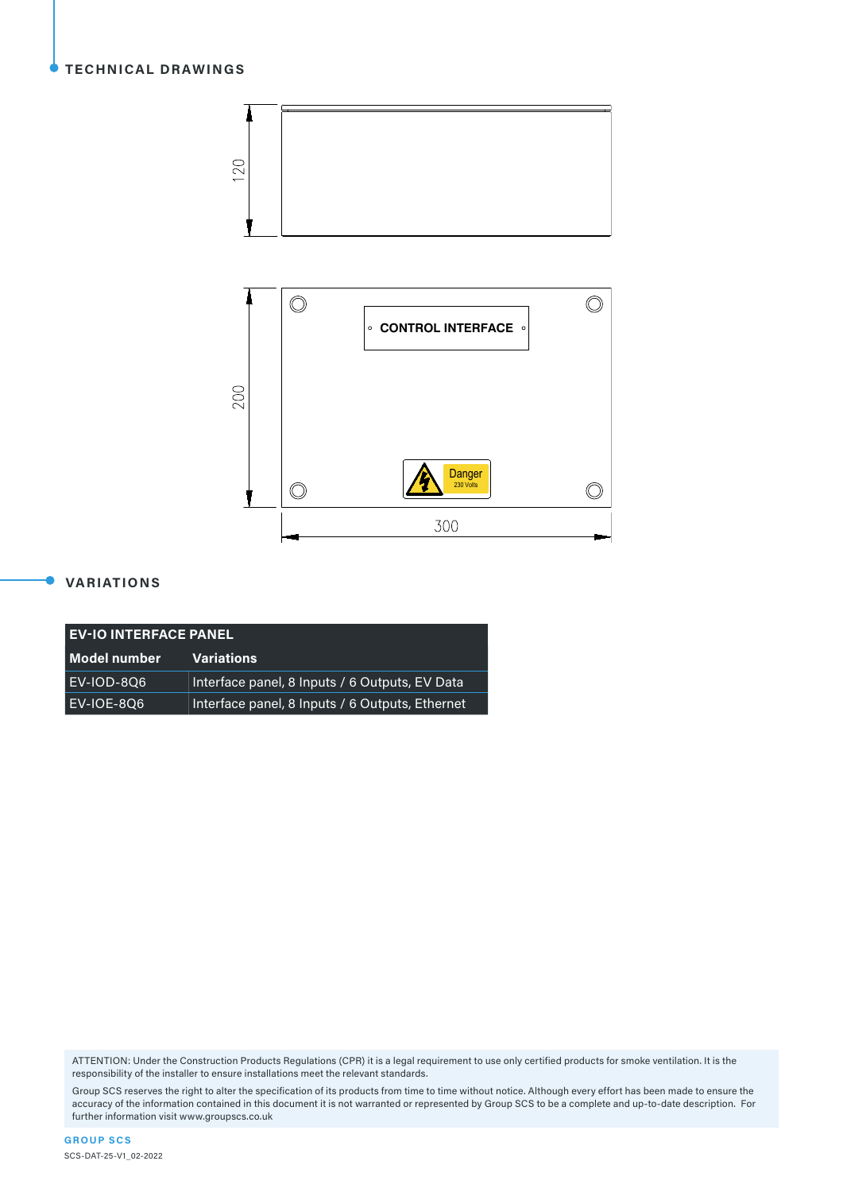## TECHNICAL DRAWINGS

120

CONTROL INTERFACE

Danger
230 Volts

200

300

## VARIATIONS

| EV-IO INTERFACE PANEL | |
|---|---|
| **Model number** | **Variations** |
| EV-IOD-8Q6 | Interface panel, 8 Inputs / 6 Outputs, EV Data |
| EV-IOE-8Q6 | Interface panel, 8 Inputs / 6 Outputs, Ethernet |

ATTENTION: Under the Construction Products Regulations (CPR) it is a legal requirement to use only certified products for smoke ventilation. It is the responsibility of the installer to ensure installations meet the relevant standards.

Group SCS reserves the right to alter the specification of its products from time to time without notice. Although every effort has been made to ensure the accuracy of the information contained in this document it is not warranted or represented by Group SCS to be a complete and up-to-date description. For further information visit www.groupscs.co.uk

GROUP SCS

SCS-DAT-25-V1_02-2022